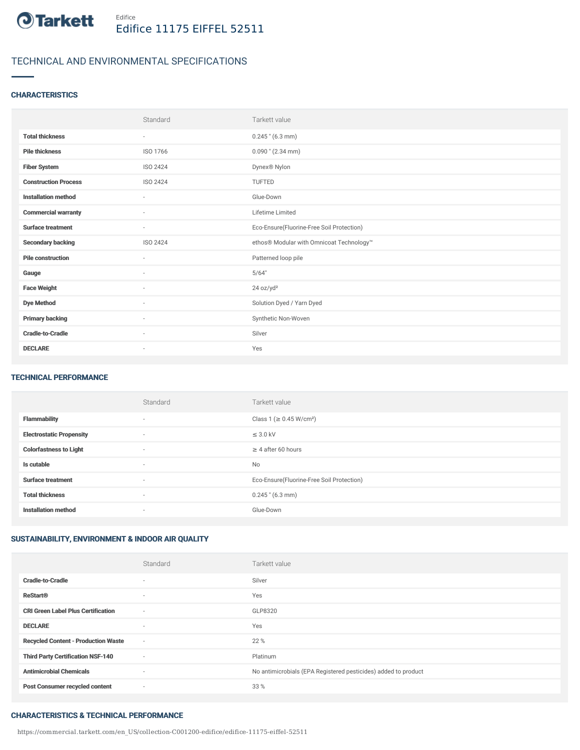Tarkett

Edifice

# Edifice 11175 EIFFEL 52511

## TECHNICAL AND ENVIRONMENTAL SPECIFICATIONS

### CHARACTERISTICS

| | Standard | Tarkett value |
|---|---|---|
| **Total thickness** | - | 0.245 " (6.3 mm) |
| **Pile thickness** | ISO 1766 | 0.090 " (2.34 mm) |
| **Fiber System** | ISO 2424 | Dynex® Nylon |
| **Construction Process** | ISO 2424 | TUFTED |
| **Installation method** | - | Glue-Down |
| **Commercial warranty** | - | Lifetime Limited |
| **Surface treatment** | - | Eco-Ensure(Fluorine-Free Soil Protection) |
| **Secondary backing** | ISO 2424 | ethos® Modular with Omnicoat Technology™ |
| **Pile construction** | - | Patterned loop pile |
| **Gauge** | - | 5/64" |
| **Face Weight** | - | 24 oz/yd² |
| **Dye Method** | - | Solution Dyed / Yarn Dyed |
| **Primary backing** | - | Synthetic Non-Woven |
| **Cradle-to-Cradle** | - | Silver |
| **DECLARE** | - | Yes |

### TECHNICAL PERFORMANCE

| | Standard | Tarkett value |
|---|---|---|
| **Flammability** | - | Class 1 (≥ 0.45 W/cm²) |
| **Electrostatic Propensity** | - | ≤ 3.0 kV |
| **Colorfastness to Light** | - | ≥ 4 after 60 hours |
| **Is cutable** | - | No |
| **Surface treatment** | - | Eco-Ensure(Fluorine-Free Soil Protection) |
| **Total thickness** | - | 0.245 " (6.3 mm) |
| **Installation method** | - | Glue-Down |

### SUSTAINABILITY, ENVIRONMENT & INDOOR AIR QUALITY

| | Standard | Tarkett value |
|---|---|---|
| **Cradle-to-Cradle** | - | Silver |
| **ReStart®** | - | Yes |
| **CRI Green Label Plus Certification** | - | GLP8320 |
| **DECLARE** | - | Yes |
| **Recycled Content - Production Waste** | - | 22 % |
| **Third Party Certification NSF-140** | - | Platinum |
| **Antimicrobial Chemicals** | - | No antimicrobials (EPA Registered pesticides) added to product |
| **Post Consumer recycled content** | - | 33 % |

### CHARACTERISTICS & TECHNICAL PERFORMANCE

https://commercial.tarkett.com/en_US/collection-C001200-edifice/edifice-11175-eiffel-52511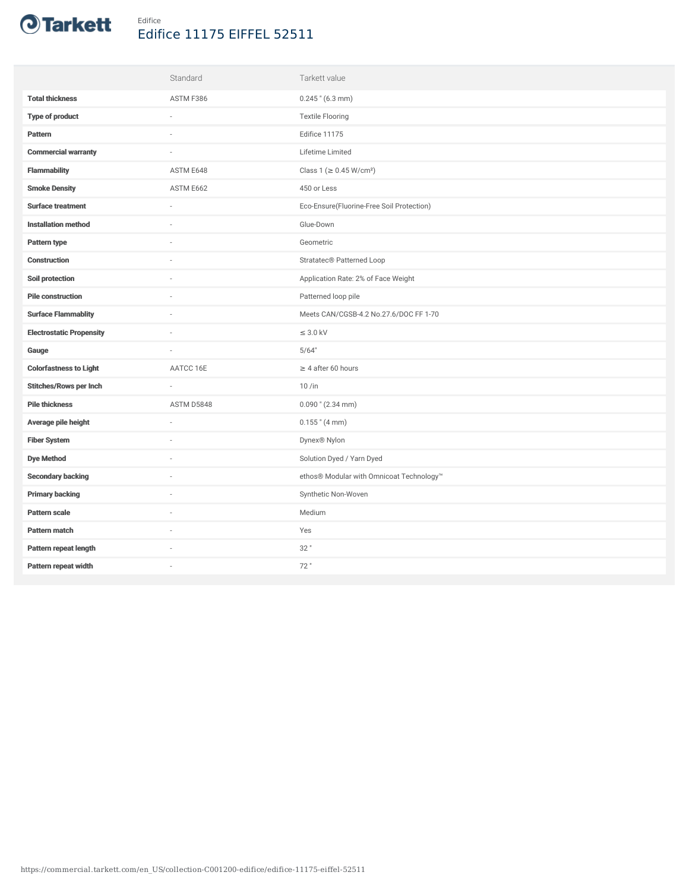Edifice

# Edifice 11175 EIFFEL 52511

| | Standard | Tarkett value |
|---|---|---|
| **Total thickness** | ASTM F386 | 0.245 " (6.3 mm) |
| **Type of product** | - | Textile Flooring |
| **Pattern** | - | Edifice 11175 |
| **Commercial warranty** | - | Lifetime Limited |
| **Flammability** | ASTM E648 | Class 1 (≥ 0.45 W/cm²) |
| **Smoke Density** | ASTM E662 | 450 or Less |
| **Surface treatment** | - | Eco-Ensure(Fluorine-Free Soil Protection) |
| **Installation method** | - | Glue-Down |
| **Pattern type** | - | Geometric |
| **Construction** | - | Stratatec® Patterned Loop |
| **Soil protection** | - | Application Rate: 2% of Face Weight |
| **Pile construction** | - | Patterned loop pile |
| **Surface Flammablity** | - | Meets CAN/CGSB-4.2 No.27.6/DOC FF 1-70 |
| **Electrostatic Propensity** | - | ≤ 3.0 kV |
| **Gauge** | - | 5/64" |
| **Colorfastness to Light** | AATCC 16E | ≥ 4 after 60 hours |
| **Stitches/Rows per Inch** | - | 10 /in |
| **Pile thickness** | ASTM D5848 | 0.090 " (2.34 mm) |
| **Average pile height** | - | 0.155 " (4 mm) |
| **Fiber System** | - | Dynex® Nylon |
| **Dye Method** | - | Solution Dyed / Yarn Dyed |
| **Secondary backing** | - | ethos® Modular with Omnicoat Technology™ |
| **Primary backing** | - | Synthetic Non-Woven |
| **Pattern scale** | - | Medium |
| **Pattern match** | - | Yes |
| **Pattern repeat length** | - | 32 " |
| **Pattern repeat width** | - | 72 " |

https://commercial.tarkett.com/en_US/collection-C001200-edifice/edifice-11175-eiffel-52511